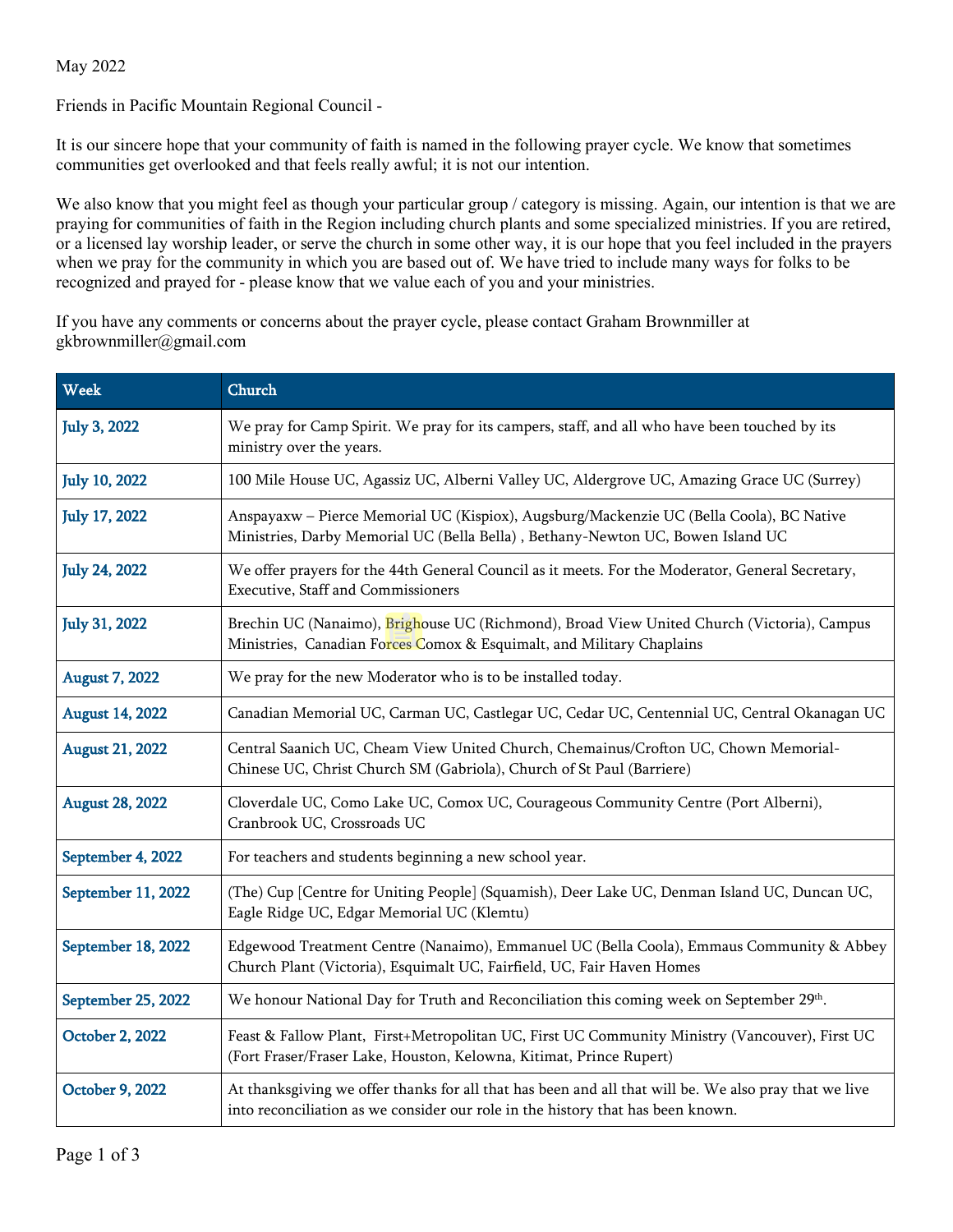May 2022

Friends in Pacific Mountain Regional Council -

It is our sincere hope that your community of faith is named in the following prayer cycle. We know that sometimes communities get overlooked and that feels really awful; it is not our intention.

We also know that you might feel as though your particular group / category is missing. Again, our intention is that we are praying for communities of faith in the Region including church plants and some specialized ministries. If you are retired, or a licensed lay worship leader, or serve the church in some other way, it is our hope that you feel included in the prayers when we pray for the community in which you are based out of. We have tried to include many ways for folks to be recognized and prayed for - please know that we value each of you and your ministries.

If you have any comments or concerns about the prayer cycle, please contact Graham Brownmiller at gkbrownmiller@gmail.com

| Week | Church |
|---|---|
| July 3, 2022 | We pray for Camp Spirit. We pray for its campers, staff, and all who have been touched by its ministry over the years. |
| July 10, 2022 | 100 Mile House UC, Agassiz UC, Alberni Valley UC, Aldergrove UC, Amazing Grace UC (Surrey) |
| July 17, 2022 | Anspayaxw – Pierce Memorial UC (Kispiox), Augsburg/Mackenzie UC (Bella Coola), BC Native Ministries, Darby Memorial UC (Bella Bella) , Bethany-Newton UC, Bowen Island UC |
| July 24, 2022 | We offer prayers for the 44th General Council as it meets. For the Moderator, General Secretary, Executive, Staff and Commissioners |
| July 31, 2022 | Brechin UC (Nanaimo), Brighouse UC (Richmond), Broad View United Church (Victoria), Campus Ministries, Canadian Forces Comox & Esquimalt, and Military Chaplains |
| August 7, 2022 | We pray for the new Moderator who is to be installed today. |
| August 14, 2022 | Canadian Memorial UC, Carman UC, Castlegar UC, Cedar UC, Centennial UC, Central Okanagan UC |
| August 21, 2022 | Central Saanich UC, Cheam View United Church, Chemainus/Crofton UC, Chown Memorial-Chinese UC, Christ Church SM (Gabriola), Church of St Paul (Barriere) |
| August 28, 2022 | Cloverdale UC, Como Lake UC, Comox UC, Courageous Community Centre (Port Alberni), Cranbrook UC, Crossroads UC |
| September 4, 2022 | For teachers and students beginning a new school year. |
| September 11, 2022 | (The) Cup [Centre for Uniting People] (Squamish), Deer Lake UC, Denman Island UC, Duncan UC, Eagle Ridge UC, Edgar Memorial UC (Klemtu) |
| September 18, 2022 | Edgewood Treatment Centre (Nanaimo), Emmanuel UC (Bella Coola), Emmaus Community & Abbey Church Plant (Victoria), Esquimalt UC, Fairfield, UC, Fair Haven Homes |
| September 25, 2022 | We honour National Day for Truth and Reconciliation this coming week on September 29th. |
| October 2, 2022 | Feast & Fallow Plant, First+Metropolitan UC, First UC Community Ministry (Vancouver), First UC (Fort Fraser/Fraser Lake, Houston, Kelowna, Kitimat, Prince Rupert) |
| October 9, 2022 | At thanksgiving we offer thanks for all that has been and all that will be. We also pray that we live into reconciliation as we consider our role in the history that has been known. |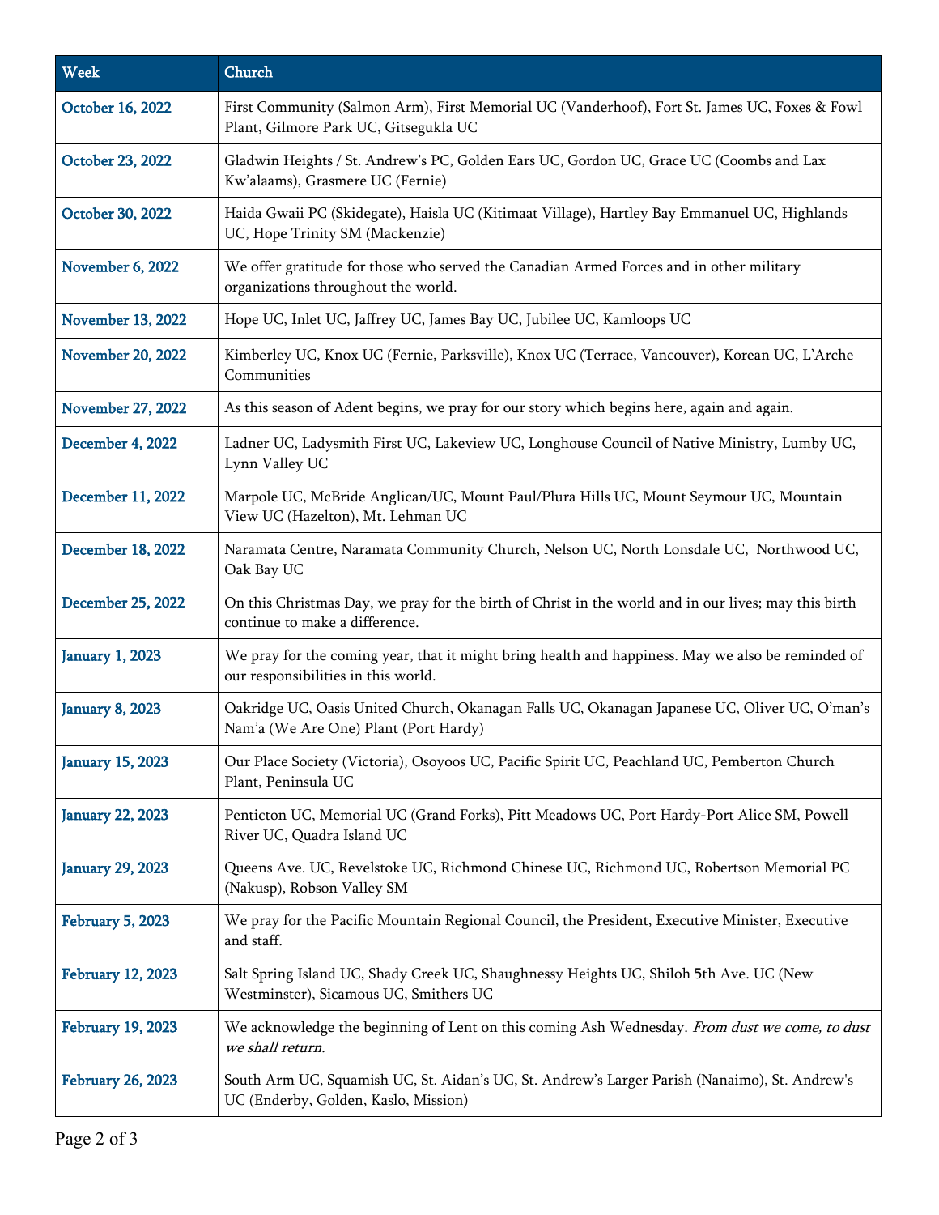| Week | Church |
|---|---|
| October 16, 2022 | First Community (Salmon Arm), First Memorial UC (Vanderhoof), Fort St. James UC, Foxes & Fowl Plant, Gilmore Park UC, Gitsegukla UC |
| October 23, 2022 | Gladwin Heights / St. Andrew's PC, Golden Ears UC, Gordon UC, Grace UC (Coombs and Lax Kw'alaams), Grasmere UC (Fernie) |
| October 30, 2022 | Haida Gwaii PC (Skidegate), Haisla UC (Kitimaat Village), Hartley Bay Emmanuel UC, Highlands UC, Hope Trinity SM (Mackenzie) |
| November 6, 2022 | We offer gratitude for those who served the Canadian Armed Forces and in other military organizations throughout the world. |
| November 13, 2022 | Hope UC, Inlet UC, Jaffrey UC, James Bay UC, Jubilee UC, Kamloops UC |
| November 20, 2022 | Kimberley UC, Knox UC (Fernie, Parksville), Knox UC (Terrace, Vancouver), Korean UC, L'Arche Communities |
| November 27, 2022 | As this season of Adent begins, we pray for our story which begins here, again and again. |
| December 4, 2022 | Ladner UC, Ladysmith First UC, Lakeview UC, Longhouse Council of Native Ministry, Lumby UC, Lynn Valley UC |
| December 11, 2022 | Marpole UC, McBride Anglican/UC, Mount Paul/Plura Hills UC, Mount Seymour UC, Mountain View UC (Hazelton), Mt. Lehman UC |
| December 18, 2022 | Naramata Centre, Naramata Community Church, Nelson UC, North Lonsdale UC, Northwood UC, Oak Bay UC |
| December 25, 2022 | On this Christmas Day, we pray for the birth of Christ in the world and in our lives; may this birth continue to make a difference. |
| January 1, 2023 | We pray for the coming year, that it might bring health and happiness. May we also be reminded of our responsibilities in this world. |
| January 8, 2023 | Oakridge UC, Oasis United Church, Okanagan Falls UC, Okanagan Japanese UC, Oliver UC, O'man's Nam'a (We Are One) Plant (Port Hardy) |
| January 15, 2023 | Our Place Society (Victoria), Osoyoos UC, Pacific Spirit UC, Peachland UC, Pemberton Church Plant, Peninsula UC |
| January 22, 2023 | Penticton UC, Memorial UC (Grand Forks), Pitt Meadows UC, Port Hardy-Port Alice SM, Powell River UC, Quadra Island UC |
| January 29, 2023 | Queens Ave. UC, Revelstoke UC, Richmond Chinese UC, Richmond UC, Robertson Memorial PC (Nakusp), Robson Valley SM |
| February 5, 2023 | We pray for the Pacific Mountain Regional Council, the President, Executive Minister, Executive and staff. |
| February 12, 2023 | Salt Spring Island UC, Shady Creek UC, Shaughnessy Heights UC, Shiloh 5th Ave. UC (New Westminster), Sicamous UC, Smithers UC |
| February 19, 2023 | We acknowledge the beginning of Lent on this coming Ash Wednesday. *From dust we come, to dust we shall return.* |
| February 26, 2023 | South Arm UC, Squamish UC, St. Aidan's UC, St. Andrew's Larger Parish (Nanaimo), St. Andrew's UC (Enderby, Golden, Kaslo, Mission) |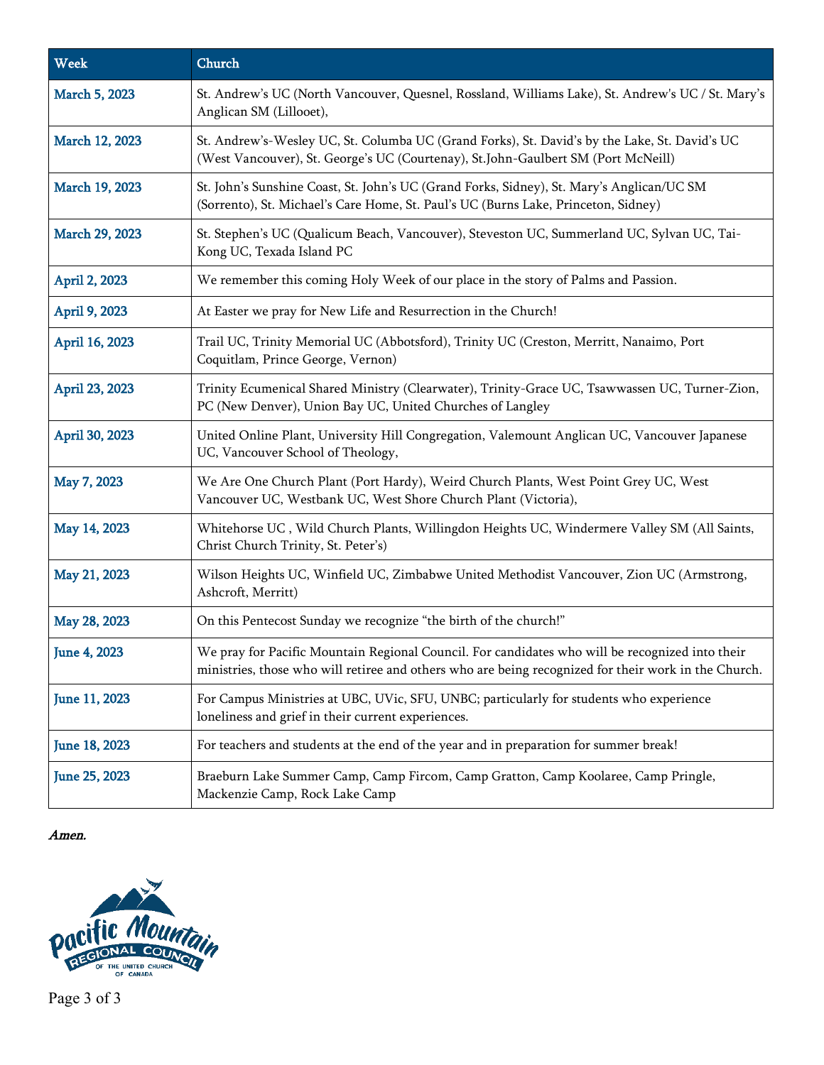| Week | Church |
| --- | --- |
| March 5, 2023 | St. Andrew's UC (North Vancouver, Quesnel, Rossland, Williams Lake), St. Andrew's UC / St. Mary's Anglican SM (Lillooet), |
| March 12, 2023 | St. Andrew's-Wesley UC, St. Columba UC (Grand Forks), St. David's by the Lake, St. David's UC (West Vancouver), St. George's UC (Courtenay), St.John-Gaulbert SM (Port McNeill) |
| March 19, 2023 | St. John's Sunshine Coast, St. John's UC (Grand Forks, Sidney), St. Mary's Anglican/UC SM (Sorrento), St. Michael's Care Home, St. Paul's UC (Burns Lake, Princeton, Sidney) |
| March 29, 2023 | St. Stephen's UC (Qualicum Beach, Vancouver), Steveston UC, Summerland UC, Sylvan UC, Tai-Kong UC, Texada Island PC |
| April 2, 2023 | We remember this coming Holy Week of our place in the story of Palms and Passion. |
| April 9, 2023 | At Easter we pray for New Life and Resurrection in the Church! |
| April 16, 2023 | Trail UC, Trinity Memorial UC (Abbotsford), Trinity UC (Creston, Merritt, Nanaimo, Port Coquitlam, Prince George, Vernon) |
| April 23, 2023 | Trinity Ecumenical Shared Ministry (Clearwater), Trinity-Grace UC, Tsawwassen UC, Turner-Zion, PC (New Denver), Union Bay UC, United Churches of Langley |
| April 30, 2023 | United Online Plant, University Hill Congregation, Valemount Anglican UC, Vancouver Japanese UC, Vancouver School of Theology, |
| May 7, 2023 | We Are One Church Plant (Port Hardy), Weird Church Plants, West Point Grey UC, West Vancouver UC, Westbank UC, West Shore Church Plant (Victoria), |
| May 14, 2023 | Whitehorse UC , Wild Church Plants, Willingdon Heights UC, Windermere Valley SM (All Saints, Christ Church Trinity, St. Peter's) |
| May 21, 2023 | Wilson Heights UC, Winfield UC, Zimbabwe United Methodist Vancouver, Zion UC (Armstrong, Ashcroft, Merritt) |
| May 28, 2023 | On this Pentecost Sunday we recognize "the birth of the church!" |
| June 4, 2023 | We pray for Pacific Mountain Regional Council. For candidates who will be recognized into their ministries, those who will retiree and others who are being recognized for their work in the Church. |
| June 11, 2023 | For Campus Ministries at UBC, UVic, SFU, UNBC; particularly for students who experience loneliness and grief in their current experiences. |
| June 18, 2023 | For teachers and students at the end of the year and in preparation for summer break! |
| June 25, 2023 | Braeburn Lake Summer Camp, Camp Fircom, Camp Gratton, Camp Koolaree, Camp Pringle, Mackenzie Camp, Rock Lake Camp |

*Amen.*

Pacific Mountain Regional Council of the United Church of Canada